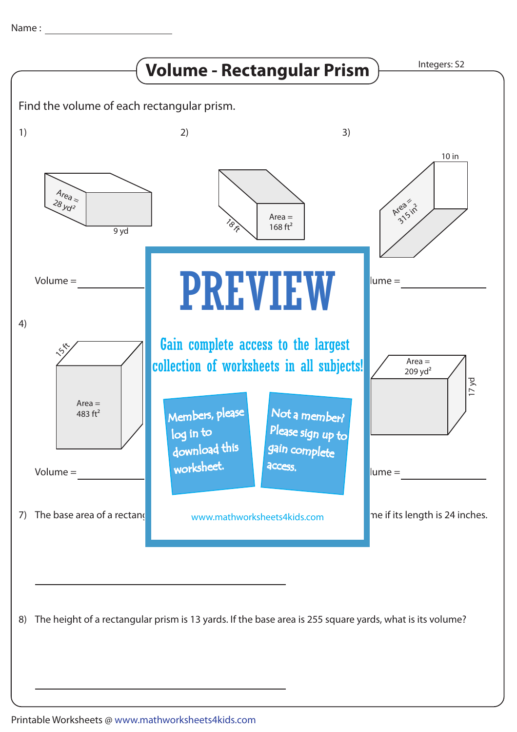Name : ______________________

# Volume - Rectangular Prism

Integers: S2

Find the volume of each rectangular prism.

1) Area = 28 $yd^2$; 9 yd

Volume = __________

2) 18 ft; Area = 168 $ft^2$

3) 10 in; Area = 315 $in^2$

lume = __________

4) 15 ft; Area = 483 $ft^2$

Volume = __________

Area = 209 $yd^2$; 17 yd

lume = __________

**PREVIEW**

Gain complete access to the largest collection of worksheets in all subjects!

Members, please log in to download this worksheet.

Not a member? Please sign up to gain complete access.

www.mathworksheets4kids.com

7) The base area of a rectang ... me if its length is 24 inches.

______________________________

8) The height of a rectangular prism is 13 yards. If the base area is 255 square yards, what is its volume?

______________________________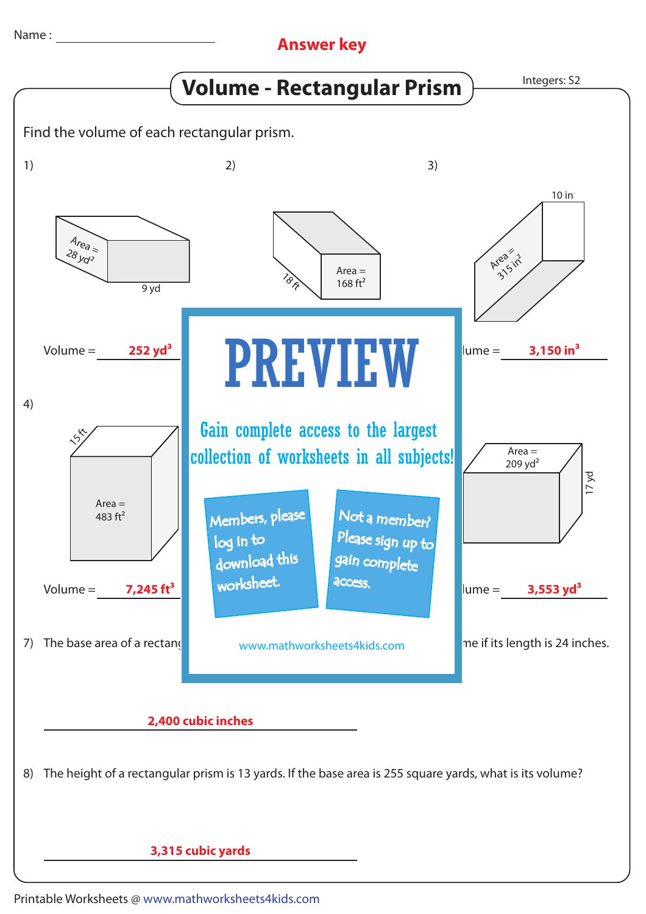Name : ______________________

**Answer key**

# Volume - Rectangular Prism

Integers: S2

Find the volume of each rectangular prism.

1)

Area = 28 $yd^2$

9 yd

Volume = **252 $yd^3$**

2)

18 ft

Area = 168 $ft^2$

3)

10 in

Area = 315 $in^2$

lume = **3,150 $in^3$**

4)

15 ft

Area = 483 $ft^2$

Volume = **7,245 $ft^3$**

Area = 209 $yd^2$

17 yd

lume = **3,553 $yd^3$**

PREVIEW

Gain complete access to the largest collection of worksheets in all subjects!

Members, please log in to download this worksheet.

Not a member? Please sign up to gain complete access.

www.mathworksheets4kids.com

7) The base area of a rectang ... me if its length is 24 inches.

**2,400 cubic inches**

8) The height of a rectangular prism is 13 yards. If the base area is 255 square yards, what is its volume?

**3,315 cubic yards**

Printable Worksheets @ www.mathworksheets4kids.com